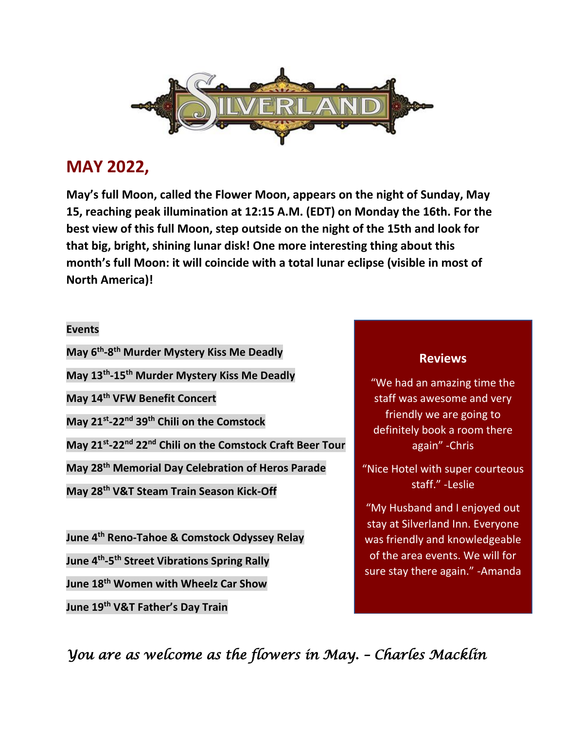# SILVERLAND

## MAY 2022,

**May's full Moon, called the Flower Moon, appears on the night of Sunday, May 15, reaching peak illumination at 12:15 A.M. (EDT) on Monday the 16th. For the best view of this full Moon, step outside on the night of the 15th and look for that big, bright, shining lunar disk! One more interesting thing about this month's full Moon: it will coincide with a total lunar eclipse (visible in most of North America)!**

**Events**

**May 6th-8th Murder Mystery Kiss Me Deadly**

**May 13th-15th Murder Mystery Kiss Me Deadly**

**May 14th VFW Benefit Concert**

**May 21st-22nd 39th Chili on the Comstock**

**May 21st-22nd 22nd Chili on the Comstock Craft Beer Tour**

**May 28th Memorial Day Celebration of Heros Parade**

**May 28th V&T Steam Train Season Kick-Off**

**June 4th Reno-Tahoe & Comstock Odyssey Relay**

**June 4th-5th Street Vibrations Spring Rally**

**June 18th Women with Wheelz Car Show**

**June 19th V&T Father's Day Train**

### Reviews

"We had an amazing time the staff was awesome and very friendly we are going to definitely book a room there again" -Chris

"Nice Hotel with super courteous staff." -Leslie

"My Husband and I enjoyed out stay at Silverland Inn. Everyone was friendly and knowledgeable of the area events. We will for sure stay there again." -Amanda

*You are as welcome as the flowers in May. – Charles Macklin*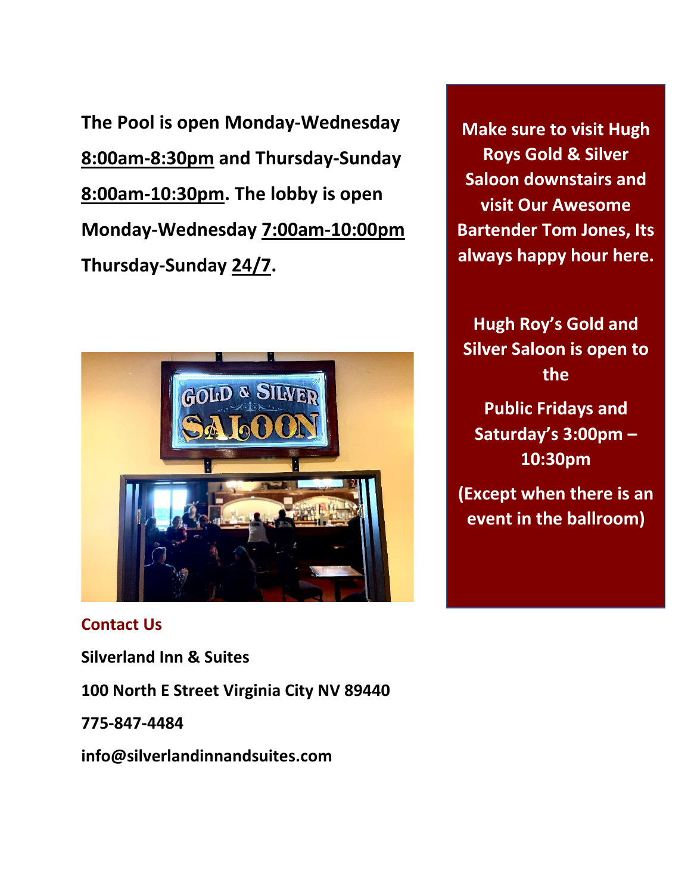**The Pool is open Monday-Wednesday <u>8:00am-8:30pm</u> and Thursday-Sunday <u>8:00am-10:30pm</u>. The lobby is open Monday-Wednesday <u>7:00am-10:00pm</u> Thursday-Sunday <u>24/7</u>.**

**Make sure to visit Hugh Roys Gold & Silver Saloon downstairs and visit Our Awesome Bartender Tom Jones, Its always happy hour here.**

**Hugh Roy's Gold and Silver Saloon is open to the**

**Public Fridays and Saturday's 3:00pm – 10:30pm**

**(Except when there is an event in the ballroom)**

## Contact Us

**Silverland Inn & Suites**

**100 North E Street Virginia City NV 89440**

**775-847-4484**

**info@silverlandinnandsuites.com**